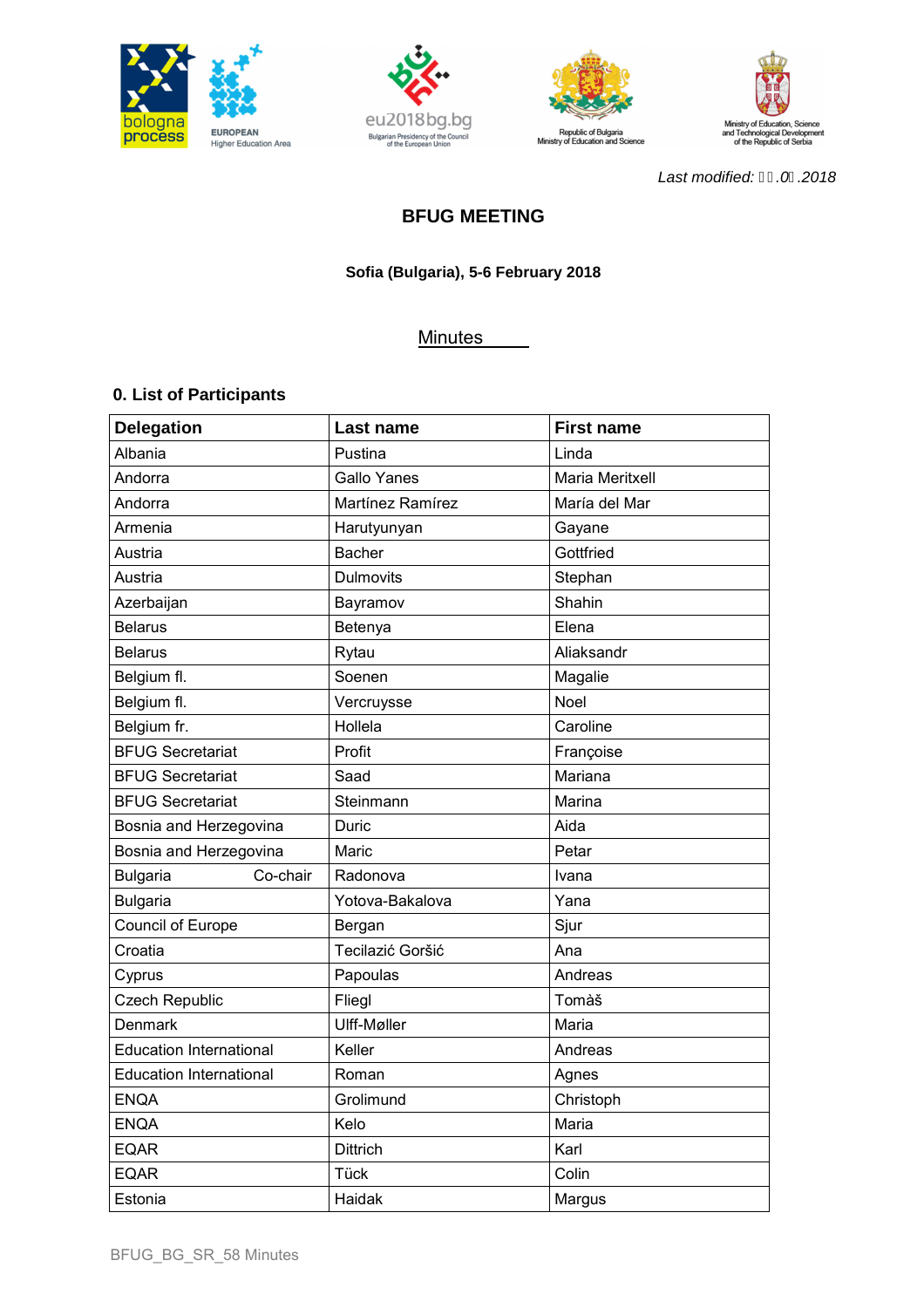*Last modified: ▯▯.0▯.2018*

# BFUG MEETING

**Sofia (Bulgaria), 5-6 February 2018**

Minutes

## 0. List of Participants

| Delegation | Last name | First name |
|---|---|---|
| Albania | Pustina | Linda |
| Andorra | Gallo Yanes | Maria Meritxell |
| Andorra | Martínez Ramírez | María del Mar |
| Armenia | Harutyunyan | Gayane |
| Austria | Bacher | Gottfried |
| Austria | Dulmovits | Stephan |
| Azerbaijan | Bayramov | Shahin |
| Belarus | Betenya | Elena |
| Belarus | Rytau | Aliaksandr |
| Belgium fl. | Soenen | Magalie |
| Belgium fl. | Vercruysse | Noel |
| Belgium fr. | Hollela | Caroline |
| BFUG Secretariat | Profit | Françoise |
| BFUG Secretariat | Saad | Mariana |
| BFUG Secretariat | Steinmann | Marina |
| Bosnia and Herzegovina | Duric | Aida |
| Bosnia and Herzegovina | Maric | Petar |
| Bulgaria Co-chair | Radonova | Ivana |
| Bulgaria | Yotova-Bakalova | Yana |
| Council of Europe | Bergan | Sjur |
| Croatia | Tecilazić Goršić | Ana |
| Cyprus | Papoulas | Andreas |
| Czech Republic | Fliegl | Tomàš |
| Denmark | Ulff-Møller | Maria |
| Education International | Keller | Andreas |
| Education International | Roman | Agnes |
| ENQA | Grolimund | Christoph |
| ENQA | Kelo | Maria |
| EQAR | Dittrich | Karl |
| EQAR | Tück | Colin |
| Estonia | Haidak | Margus |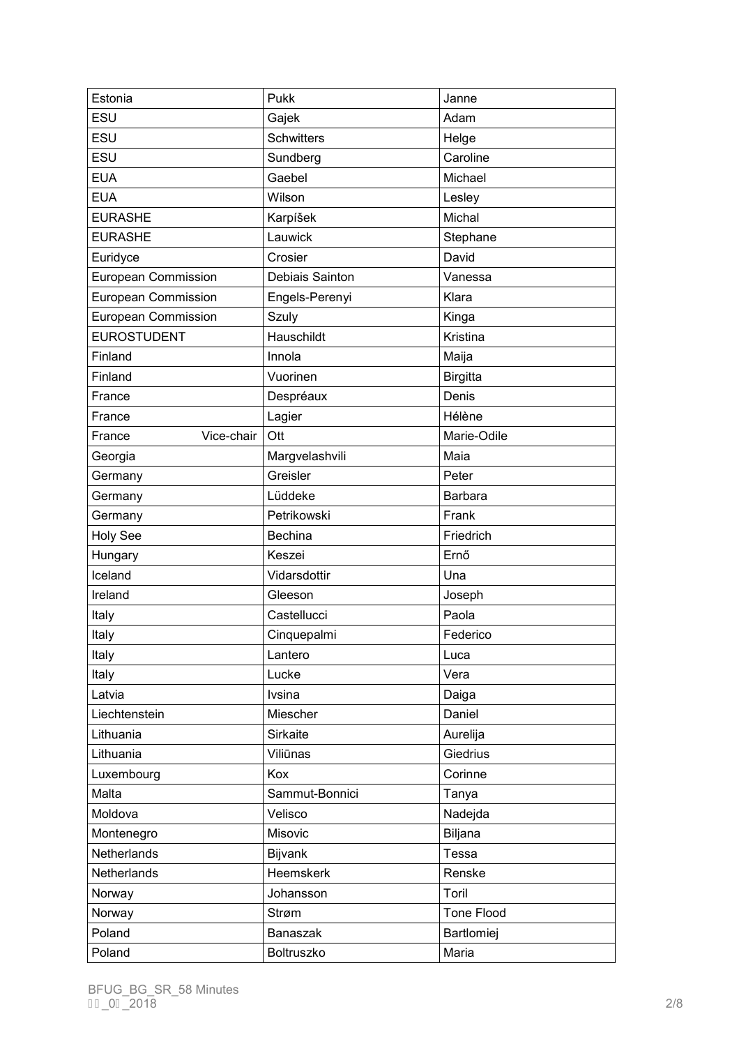| Estonia | Pukk | Janne |
|---|---|---|
| ESU | Gajek | Adam |
| ESU | Schwitters | Helge |
| ESU | Sundberg | Caroline |
| EUA | Gaebel | Michael |
| EUA | Wilson | Lesley |
| EURASHE | Karpíšek | Michal |
| EURASHE | Lauwick | Stephane |
| Euridyce | Crosier | David |
| European Commission | Debiais Sainton | Vanessa |
| European Commission | Engels-Perenyi | Klara |
| European Commission | Szuly | Kinga |
| EUROSTUDENT | Hauschildt | Kristina |
| Finland | Innola | Maija |
| Finland | Vuorinen | Birgitta |
| France | Despréaux | Denis |
| France | Lagier | Hélène |
| France Vice-chair | Ott | Marie-Odile |
| Georgia | Margvelashvili | Maia |
| Germany | Greisler | Peter |
| Germany | Lüddeke | Barbara |
| Germany | Petrikowski | Frank |
| Holy See | Bechina | Friedrich |
| Hungary | Keszei | Ernő |
| Iceland | Vidarsdottir | Una |
| Ireland | Gleeson | Joseph |
| Italy | Castellucci | Paola |
| Italy | Cinquepalmi | Federico |
| Italy | Lantero | Luca |
| Italy | Lucke | Vera |
| Latvia | Ivsina | Daiga |
| Liechtenstein | Miescher | Daniel |
| Lithuania | Sirkaite | Aurelija |
| Lithuania | Viliūnas | Giedrius |
| Luxembourg | Kox | Corinne |
| Malta | Sammut-Bonnici | Tanya |
| Moldova | Velisco | Nadejda |
| Montenegro | Misovic | Biljana |
| Netherlands | Bijvank | Tessa |
| Netherlands | Heemskerk | Renske |
| Norway | Johansson | Toril |
| Norway | Strøm | Tone Flood |
| Poland | Banaszak | Bartlomiej |
| Poland | Boltruszko | Maria |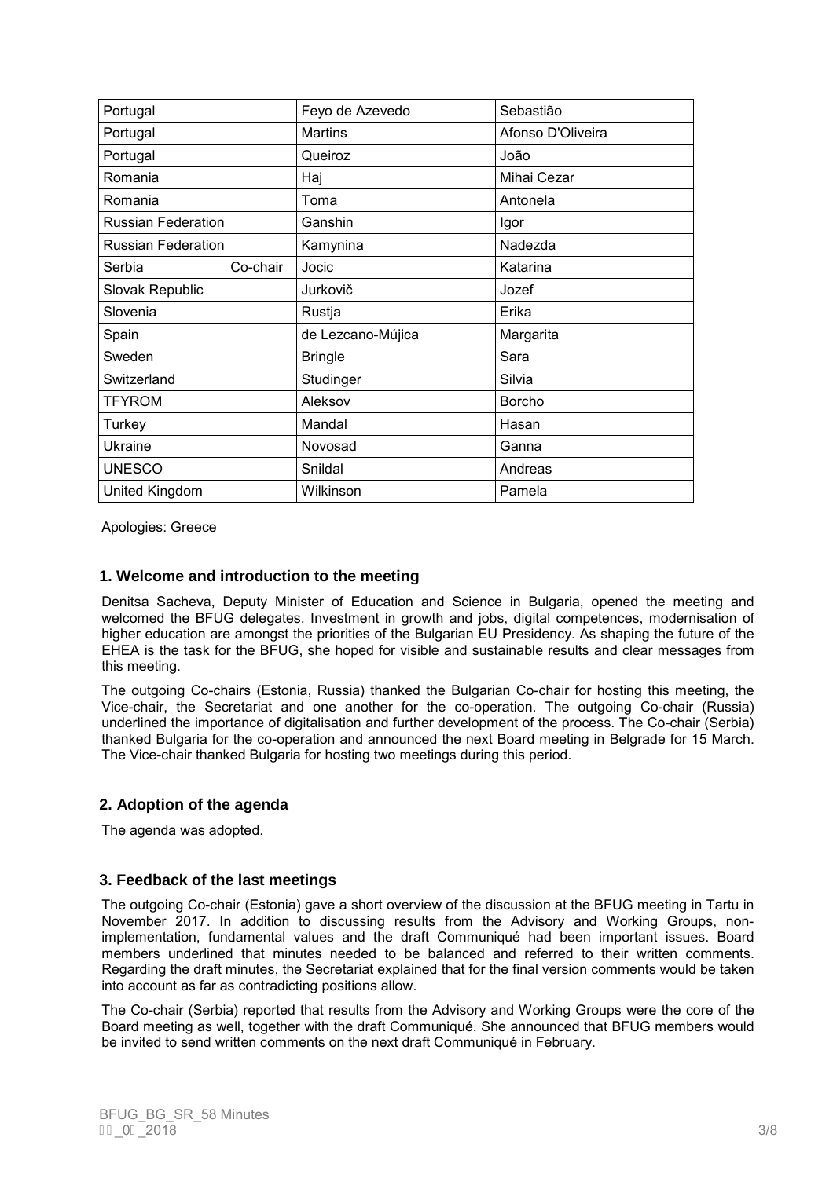| Portugal | Feyo de Azevedo | Sebastião |
|---|---|---|
| Portugal | Martins | Afonso D'Oliveira |
| Portugal | Queiroz | João |
| Romania | Haj | Mihai Cezar |
| Romania | Toma | Antonela |
| Russian Federation | Ganshin | Igor |
| Russian Federation | Kamynina | Nadezda |
| Serbia Co-chair | Jocic | Katarina |
| Slovak Republic | Jurkovič | Jozef |
| Slovenia | Rustja | Erika |
| Spain | de Lezcano-Mújica | Margarita |
| Sweden | Bringle | Sara |
| Switzerland | Studinger | Silvia |
| TFYROM | Aleksov | Borcho |
| Turkey | Mandal | Hasan |
| Ukraine | Novosad | Ganna |
| UNESCO | Snildal | Andreas |
| United Kingdom | Wilkinson | Pamela |

Apologies: Greece

## 1. Welcome and introduction to the meeting

Denitsa Sacheva, Deputy Minister of Education and Science in Bulgaria, opened the meeting and welcomed the BFUG delegates. Investment in growth and jobs, digital competences, modernisation of higher education are amongst the priorities of the Bulgarian EU Presidency. As shaping the future of the EHEA is the task for the BFUG, she hoped for visible and sustainable results and clear messages from this meeting.

The outgoing Co-chairs (Estonia, Russia) thanked the Bulgarian Co-chair for hosting this meeting, the Vice-chair, the Secretariat and one another for the co-operation. The outgoing Co-chair (Russia) underlined the importance of digitalisation and further development of the process. The Co-chair (Serbia) thanked Bulgaria for the co-operation and announced the next Board meeting in Belgrade for 15 March. The Vice-chair thanked Bulgaria for hosting two meetings during this period.

## 2. Adoption of the agenda

The agenda was adopted.

## 3. Feedback of the last meetings

The outgoing Co-chair (Estonia) gave a short overview of the discussion at the BFUG meeting in Tartu in November 2017. In addition to discussing results from the Advisory and Working Groups, non-implementation, fundamental values and the draft Communiqué had been important issues. Board members underlined that minutes needed to be balanced and referred to their written comments. Regarding the draft minutes, the Secretariat explained that for the final version comments would be taken into account as far as contradicting positions allow.

The Co-chair (Serbia) reported that results from the Advisory and Working Groups were the core of the Board meeting as well, together with the draft Communiqué. She announced that BFUG members would be invited to send written comments on the next draft Communiqué in February.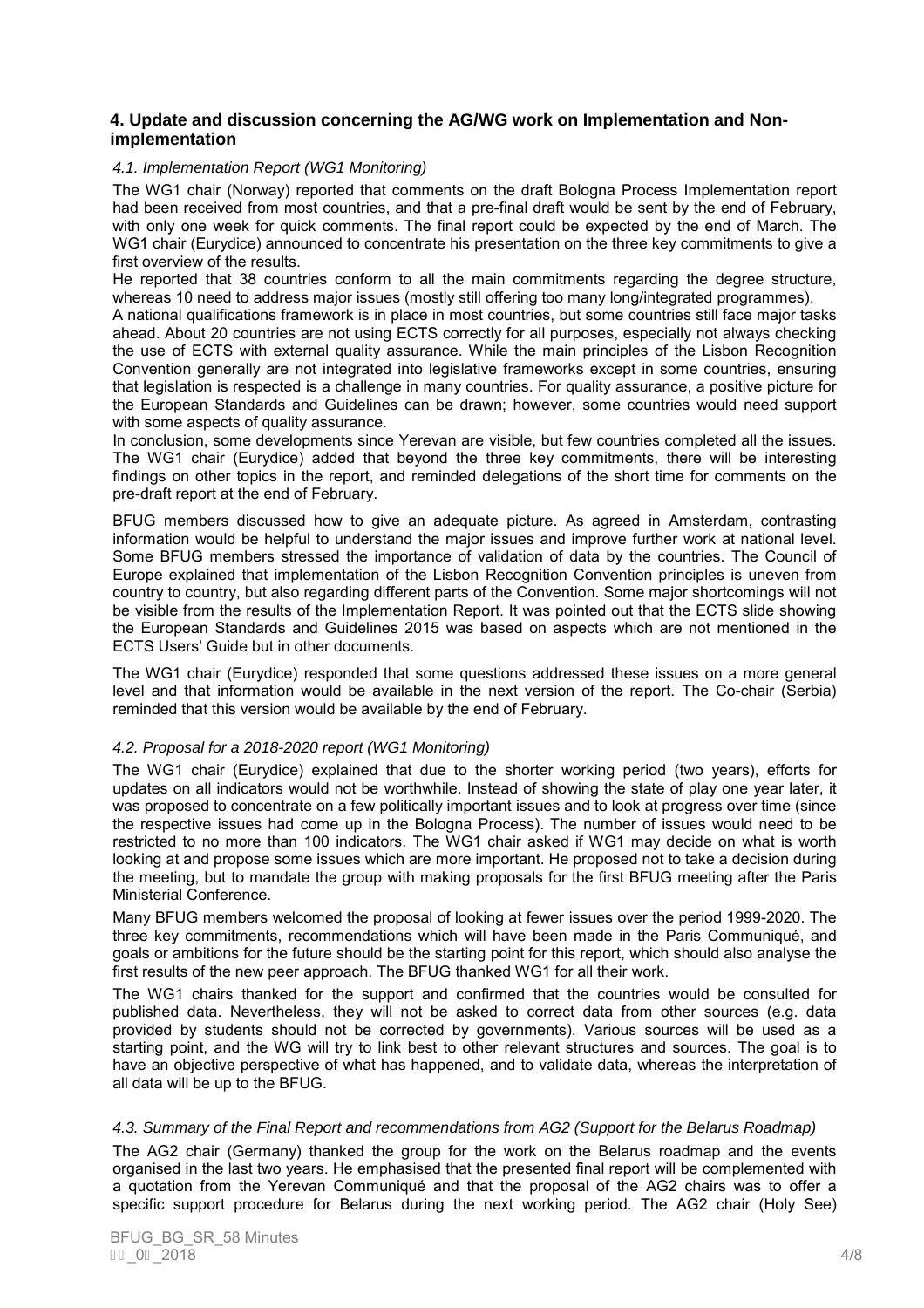## 4. Update and discussion concerning the AG/WG work on Implementation and Non-implementation

### *4.1. Implementation Report (WG1 Monitoring)*

The WG1 chair (Norway) reported that comments on the draft Bologna Process Implementation report had been received from most countries, and that a pre-final draft would be sent by the end of February, with only one week for quick comments. The final report could be expected by the end of March. The WG1 chair (Eurydice) announced to concentrate his presentation on the three key commitments to give a first overview of the results.

He reported that 38 countries conform to all the main commitments regarding the degree structure, whereas 10 need to address major issues (mostly still offering too many long/integrated programmes).

A national qualifications framework is in place in most countries, but some countries still face major tasks ahead. About 20 countries are not using ECTS correctly for all purposes, especially not always checking the use of ECTS with external quality assurance. While the main principles of the Lisbon Recognition Convention generally are not integrated into legislative frameworks except in some countries, ensuring that legislation is respected is a challenge in many countries. For quality assurance, a positive picture for the European Standards and Guidelines can be drawn; however, some countries would need support with some aspects of quality assurance.

In conclusion, some developments since Yerevan are visible, but few countries completed all the issues. The WG1 chair (Eurydice) added that beyond the three key commitments, there will be interesting findings on other topics in the report, and reminded delegations of the short time for comments on the pre-draft report at the end of February.

BFUG members discussed how to give an adequate picture. As agreed in Amsterdam, contrasting information would be helpful to understand the major issues and improve further work at national level. Some BFUG members stressed the importance of validation of data by the countries. The Council of Europe explained that implementation of the Lisbon Recognition Convention principles is uneven from country to country, but also regarding different parts of the Convention. Some major shortcomings will not be visible from the results of the Implementation Report. It was pointed out that the ECTS slide showing the European Standards and Guidelines 2015 was based on aspects which are not mentioned in the ECTS Users' Guide but in other documents.

The WG1 chair (Eurydice) responded that some questions addressed these issues on a more general level and that information would be available in the next version of the report. The Co-chair (Serbia) reminded that this version would be available by the end of February.

### *4.2. Proposal for a 2018-2020 report (WG1 Monitoring)*

The WG1 chair (Eurydice) explained that due to the shorter working period (two years), efforts for updates on all indicators would not be worthwhile. Instead of showing the state of play one year later, it was proposed to concentrate on a few politically important issues and to look at progress over time (since the respective issues had come up in the Bologna Process). The number of issues would need to be restricted to no more than 100 indicators. The WG1 chair asked if WG1 may decide on what is worth looking at and propose some issues which are more important. He proposed not to take a decision during the meeting, but to mandate the group with making proposals for the first BFUG meeting after the Paris Ministerial Conference.

Many BFUG members welcomed the proposal of looking at fewer issues over the period 1999-2020. The three key commitments, recommendations which will have been made in the Paris Communiqué, and goals or ambitions for the future should be the starting point for this report, which should also analyse the first results of the new peer approach. The BFUG thanked WG1 for all their work.

The WG1 chairs thanked for the support and confirmed that the countries would be consulted for published data. Nevertheless, they will not be asked to correct data from other sources (e.g. data provided by students should not be corrected by governments). Various sources will be used as a starting point, and the WG will try to link best to other relevant structures and sources. The goal is to have an objective perspective of what has happened, and to validate data, whereas the interpretation of all data will be up to the BFUG.

### *4.3. Summary of the Final Report and recommendations from AG2 (Support for the Belarus Roadmap)*

The AG2 chair (Germany) thanked the group for the work on the Belarus roadmap and the events organised in the last two years. He emphasised that the presented final report will be complemented with a quotation from the Yerevan Communiqué and that the proposal of the AG2 chairs was to offer a specific support procedure for Belarus during the next working period. The AG2 chair (Holy See)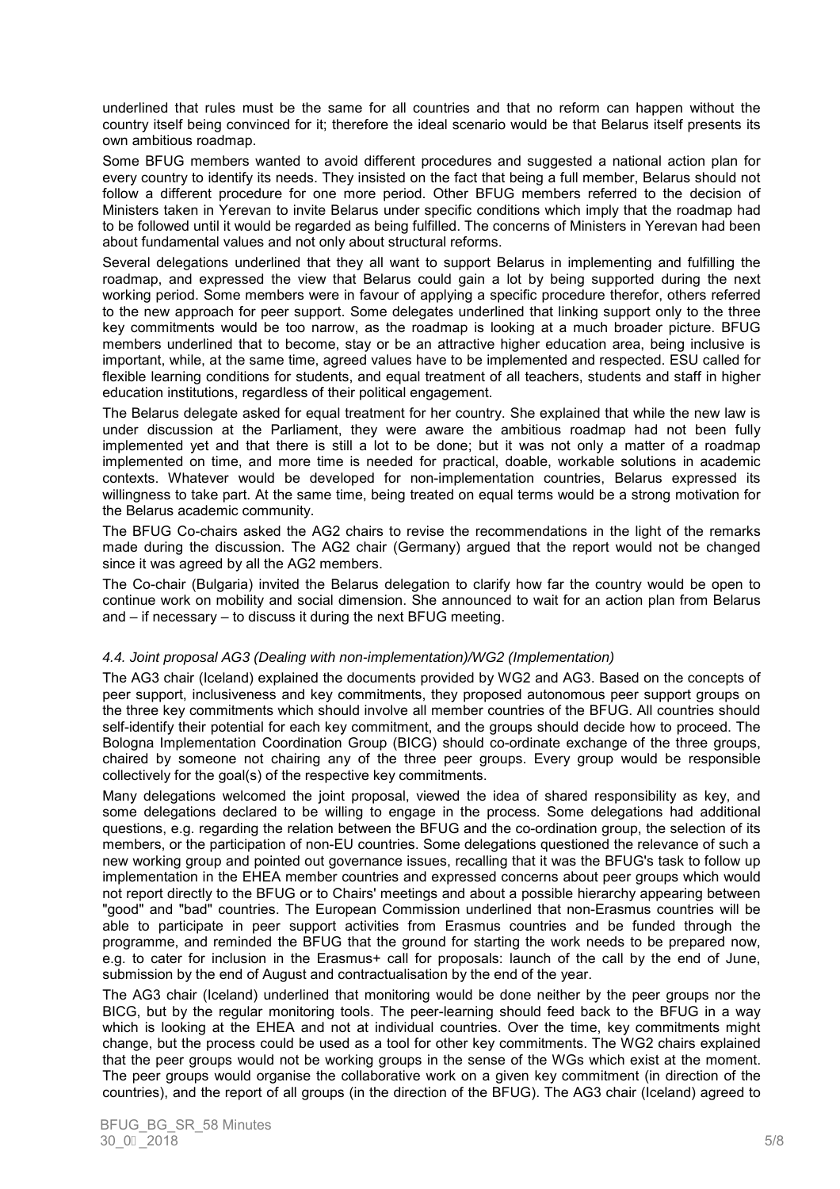underlined that rules must be the same for all countries and that no reform can happen without the country itself being convinced for it; therefore the ideal scenario would be that Belarus itself presents its own ambitious roadmap.

Some BFUG members wanted to avoid different procedures and suggested a national action plan for every country to identify its needs. They insisted on the fact that being a full member, Belarus should not follow a different procedure for one more period. Other BFUG members referred to the decision of Ministers taken in Yerevan to invite Belarus under specific conditions which imply that the roadmap had to be followed until it would be regarded as being fulfilled. The concerns of Ministers in Yerevan had been about fundamental values and not only about structural reforms.

Several delegations underlined that they all want to support Belarus in implementing and fulfilling the roadmap, and expressed the view that Belarus could gain a lot by being supported during the next working period. Some members were in favour of applying a specific procedure therefor, others referred to the new approach for peer support. Some delegates underlined that linking support only to the three key commitments would be too narrow, as the roadmap is looking at a much broader picture. BFUG members underlined that to become, stay or be an attractive higher education area, being inclusive is important, while, at the same time, agreed values have to be implemented and respected. ESU called for flexible learning conditions for students, and equal treatment of all teachers, students and staff in higher education institutions, regardless of their political engagement.

The Belarus delegate asked for equal treatment for her country. She explained that while the new law is under discussion at the Parliament, they were aware the ambitious roadmap had not been fully implemented yet and that there is still a lot to be done; but it was not only a matter of a roadmap implemented on time, and more time is needed for practical, doable, workable solutions in academic contexts. Whatever would be developed for non-implementation countries, Belarus expressed its willingness to take part. At the same time, being treated on equal terms would be a strong motivation for the Belarus academic community.

The BFUG Co-chairs asked the AG2 chairs to revise the recommendations in the light of the remarks made during the discussion. The AG2 chair (Germany) argued that the report would not be changed since it was agreed by all the AG2 members.

The Co-chair (Bulgaria) invited the Belarus delegation to clarify how far the country would be open to continue work on mobility and social dimension. She announced to wait for an action plan from Belarus and – if necessary – to discuss it during the next BFUG meeting.

*4.4. Joint proposal AG3 (Dealing with non-implementation)/WG2 (Implementation)*

The AG3 chair (Iceland) explained the documents provided by WG2 and AG3. Based on the concepts of peer support, inclusiveness and key commitments, they proposed autonomous peer support groups on the three key commitments which should involve all member countries of the BFUG. All countries should self-identify their potential for each key commitment, and the groups should decide how to proceed. The Bologna Implementation Coordination Group (BICG) should co-ordinate exchange of the three groups, chaired by someone not chairing any of the three peer groups. Every group would be responsible collectively for the goal(s) of the respective key commitments.

Many delegations welcomed the joint proposal, viewed the idea of shared responsibility as key, and some delegations declared to be willing to engage in the process. Some delegations had additional questions, e.g. regarding the relation between the BFUG and the co-ordination group, the selection of its members, or the participation of non-EU countries. Some delegations questioned the relevance of such a new working group and pointed out governance issues, recalling that it was the BFUG's task to follow up implementation in the EHEA member countries and expressed concerns about peer groups which would not report directly to the BFUG or to Chairs' meetings and about a possible hierarchy appearing between "good" and "bad" countries. The European Commission underlined that non-Erasmus countries will be able to participate in peer support activities from Erasmus countries and be funded through the programme, and reminded the BFUG that the ground for starting the work needs to be prepared now, e.g. to cater for inclusion in the Erasmus+ call for proposals: launch of the call by the end of June, submission by the end of August and contractualisation by the end of the year.

The AG3 chair (Iceland) underlined that monitoring would be done neither by the peer groups nor the BICG, but by the regular monitoring tools. The peer-learning should feed back to the BFUG in a way which is looking at the EHEA and not at individual countries. Over the time, key commitments might change, but the process could be used as a tool for other key commitments. The WG2 chairs explained that the peer groups would not be working groups in the sense of the WGs which exist at the moment. The peer groups would organise the collaborative work on a given key commitment (in direction of the countries), and the report of all groups (in the direction of the BFUG). The AG3 chair (Iceland) agreed to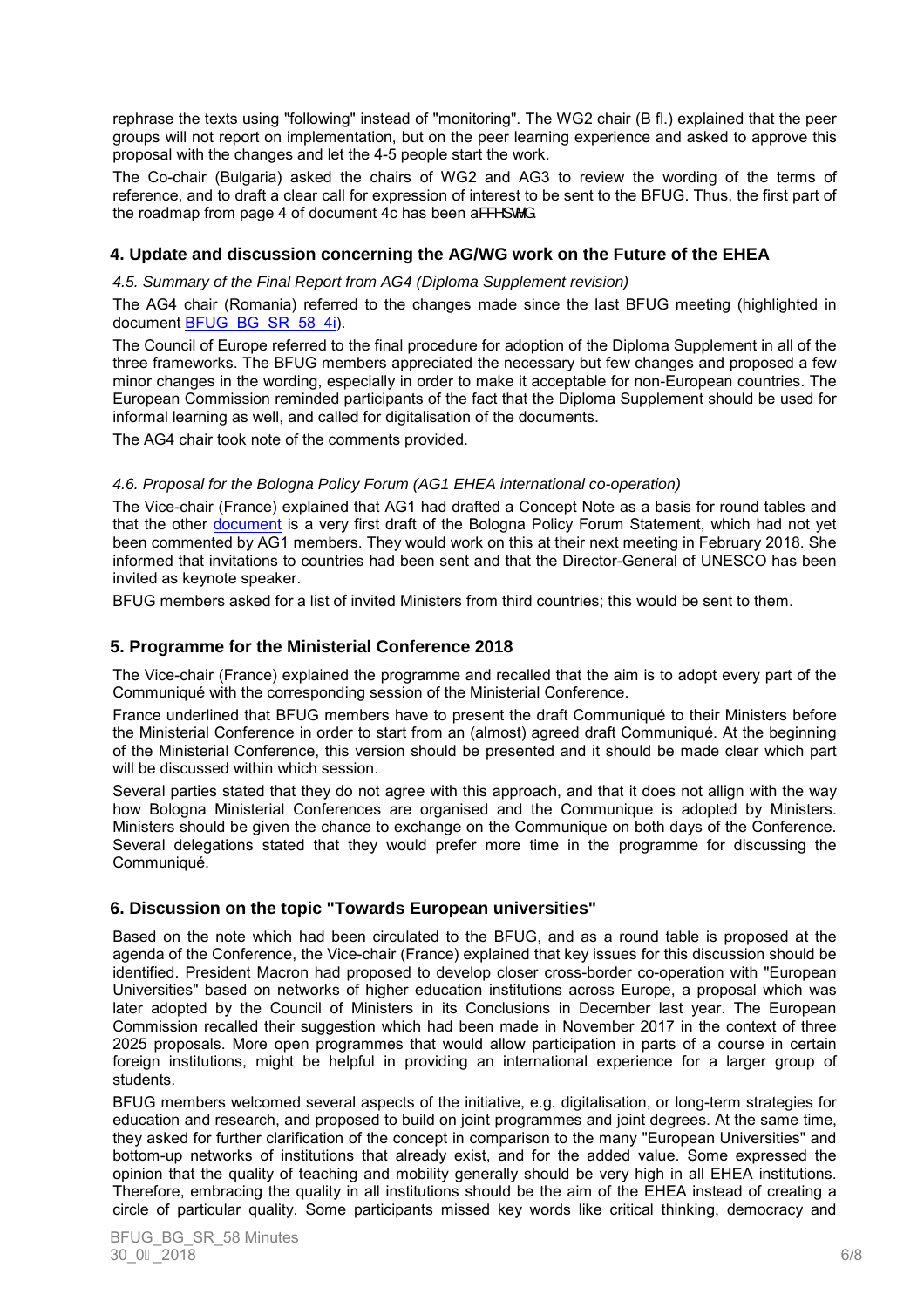rephrase the texts using "following" instead of "monitoring". The WG2 chair (B fl.) explained that the peer groups will not report on implementation, but on the peer learning experience and asked to approve this proposal with the changes and let the 4-5 people start the work.

The Co-chair (Bulgaria) asked the chairs of WG2 and AG3 to review the wording of the terms of reference, and to draft a clear call for expression of interest to be sent to the BFUG. Thus, the first part of the roadmap from page 4 of document 4c has been accepted.

## 4. Update and discussion concerning the AG/WG work on the Future of the EHEA

*4.5. Summary of the Final Report from AG4 (Diploma Supplement revision)*

The AG4 chair (Romania) referred to the changes made since the last BFUG meeting (highlighted in document BFUG_BG_SR_58_4i).

The Council of Europe referred to the final procedure for adoption of the Diploma Supplement in all of the three frameworks. The BFUG members appreciated the necessary but few changes and proposed a few minor changes in the wording, especially in order to make it acceptable for non-European countries. The European Commission reminded participants of the fact that the Diploma Supplement should be used for informal learning as well, and called for digitalisation of the documents.

The AG4 chair took note of the comments provided.

*4.6. Proposal for the Bologna Policy Forum (AG1 EHEA international co-operation)*

The Vice-chair (France) explained that AG1 had drafted a Concept Note as a basis for round tables and that the other document is a very first draft of the Bologna Policy Forum Statement, which had not yet been commented by AG1 members. They would work on this at their next meeting in February 2018. She informed that invitations to countries had been sent and that the Director-General of UNESCO has been invited as keynote speaker.

BFUG members asked for a list of invited Ministers from third countries; this would be sent to them.

## 5. Programme for the Ministerial Conference 2018

The Vice-chair (France) explained the programme and recalled that the aim is to adopt every part of the Communiqué with the corresponding session of the Ministerial Conference.

France underlined that BFUG members have to present the draft Communiqué to their Ministers before the Ministerial Conference in order to start from an (almost) agreed draft Communiqué. At the beginning of the Ministerial Conference, this version should be presented and it should be made clear which part will be discussed within which session.

Several parties stated that they do not agree with this approach, and that it does not allign with the way how Bologna Ministerial Conferences are organised and the Communique is adopted by Ministers. Ministers should be given the chance to exchange on the Communique on both days of the Conference. Several delegations stated that they would prefer more time in the programme for discussing the Communiqué.

## 6. Discussion on the topic "Towards European universities"

Based on the note which had been circulated to the BFUG, and as a round table is proposed at the agenda of the Conference, the Vice-chair (France) explained that key issues for this discussion should be identified. President Macron had proposed to develop closer cross-border co-operation with "European Universities" based on networks of higher education institutions across Europe, a proposal which was later adopted by the Council of Ministers in its Conclusions in December last year. The European Commission recalled their suggestion which had been made in November 2017 in the context of three 2025 proposals. More open programmes that would allow participation in parts of a course in certain foreign institutions, might be helpful in providing an international experience for a larger group of students.

BFUG members welcomed several aspects of the initiative, e.g. digitalisation, or long-term strategies for education and research, and proposed to build on joint programmes and joint degrees. At the same time, they asked for further clarification of the concept in comparison to the many "European Universities" and bottom-up networks of institutions that already exist, and for the added value. Some expressed the opinion that the quality of teaching and mobility generally should be very high in all EHEA institutions. Therefore, embracing the quality in all institutions should be the aim of the EHEA instead of creating a circle of particular quality. Some participants missed key words like critical thinking, democracy and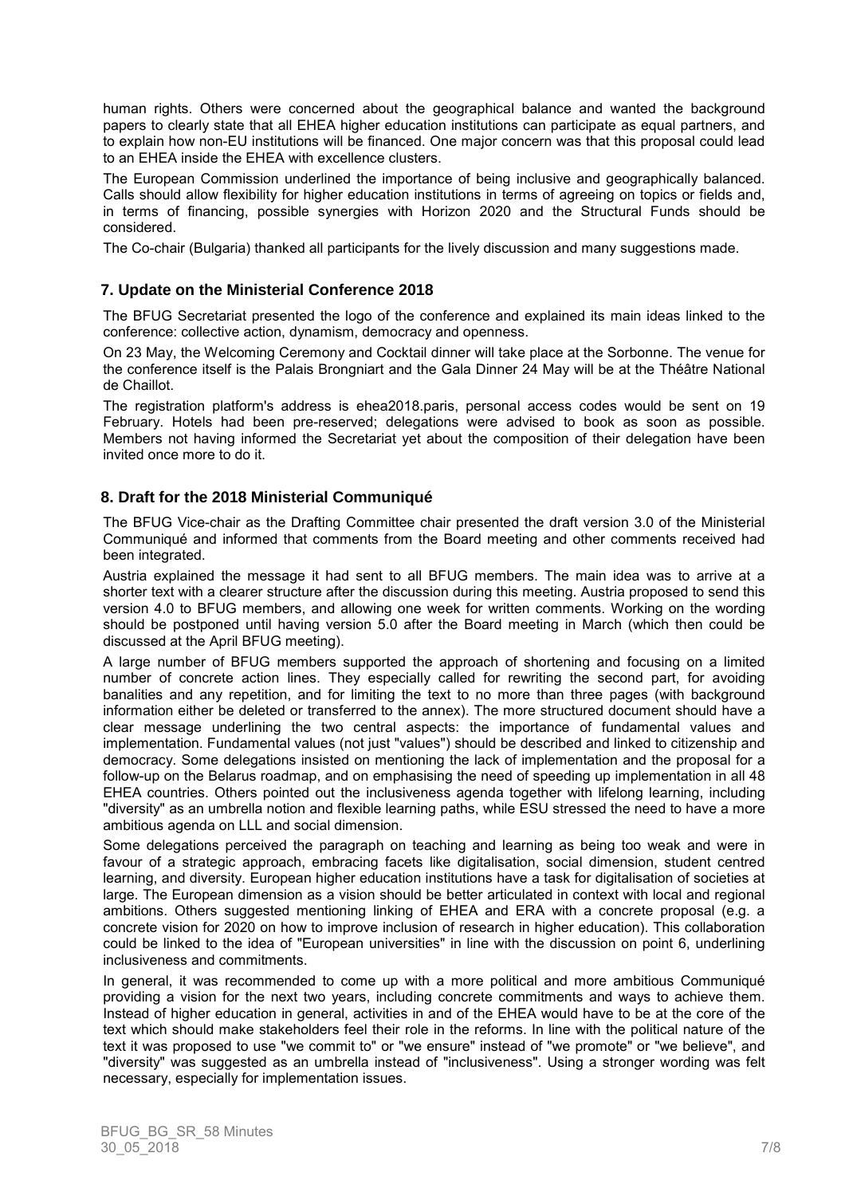human rights. Others were concerned about the geographical balance and wanted the background papers to clearly state that all EHEA higher education institutions can participate as equal partners, and to explain how non-EU institutions will be financed. One major concern was that this proposal could lead to an EHEA inside the EHEA with excellence clusters.

The European Commission underlined the importance of being inclusive and geographically balanced. Calls should allow flexibility for higher education institutions in terms of agreeing on topics or fields and, in terms of financing, possible synergies with Horizon 2020 and the Structural Funds should be considered.

The Co-chair (Bulgaria) thanked all participants for the lively discussion and many suggestions made.

## 7. Update on the Ministerial Conference 2018

The BFUG Secretariat presented the logo of the conference and explained its main ideas linked to the conference: collective action, dynamism, democracy and openness.

On 23 May, the Welcoming Ceremony and Cocktail dinner will take place at the Sorbonne. The venue for the conference itself is the Palais Brongniart and the Gala Dinner 24 May will be at the Théâtre National de Chaillot.

The registration platform's address is ehea2018.paris, personal access codes would be sent on 19 February. Hotels had been pre-reserved; delegations were advised to book as soon as possible. Members not having informed the Secretariat yet about the composition of their delegation have been invited once more to do it.

## 8. Draft for the 2018 Ministerial Communiqué

The BFUG Vice-chair as the Drafting Committee chair presented the draft version 3.0 of the Ministerial Communiqué and informed that comments from the Board meeting and other comments received had been integrated.

Austria explained the message it had sent to all BFUG members. The main idea was to arrive at a shorter text with a clearer structure after the discussion during this meeting. Austria proposed to send this version 4.0 to BFUG members, and allowing one week for written comments. Working on the wording should be postponed until having version 5.0 after the Board meeting in March (which then could be discussed at the April BFUG meeting).

A large number of BFUG members supported the approach of shortening and focusing on a limited number of concrete action lines. They especially called for rewriting the second part, for avoiding banalities and any repetition, and for limiting the text to no more than three pages (with background information either be deleted or transferred to the annex). The more structured document should have a clear message underlining the two central aspects: the importance of fundamental values and implementation. Fundamental values (not just "values") should be described and linked to citizenship and democracy. Some delegations insisted on mentioning the lack of implementation and the proposal for a follow-up on the Belarus roadmap, and on emphasising the need of speeding up implementation in all 48 EHEA countries. Others pointed out the inclusiveness agenda together with lifelong learning, including "diversity" as an umbrella notion and flexible learning paths, while ESU stressed the need to have a more ambitious agenda on LLL and social dimension.

Some delegations perceived the paragraph on teaching and learning as being too weak and were in favour of a strategic approach, embracing facets like digitalisation, social dimension, student centred learning, and diversity. European higher education institutions have a task for digitalisation of societies at large. The European dimension as a vision should be better articulated in context with local and regional ambitions. Others suggested mentioning linking of EHEA and ERA with a concrete proposal (e.g. a concrete vision for 2020 on how to improve inclusion of research in higher education). This collaboration could be linked to the idea of "European universities" in line with the discussion on point 6, underlining inclusiveness and commitments.

In general, it was recommended to come up with a more political and more ambitious Communiqué providing a vision for the next two years, including concrete commitments and ways to achieve them. Instead of higher education in general, activities in and of the EHEA would have to be at the core of the text which should make stakeholders feel their role in the reforms. In line with the political nature of the text it was proposed to use "we commit to" or "we ensure" instead of "we promote" or "we believe", and "diversity" was suggested as an umbrella instead of "inclusiveness". Using a stronger wording was felt necessary, especially for implementation issues.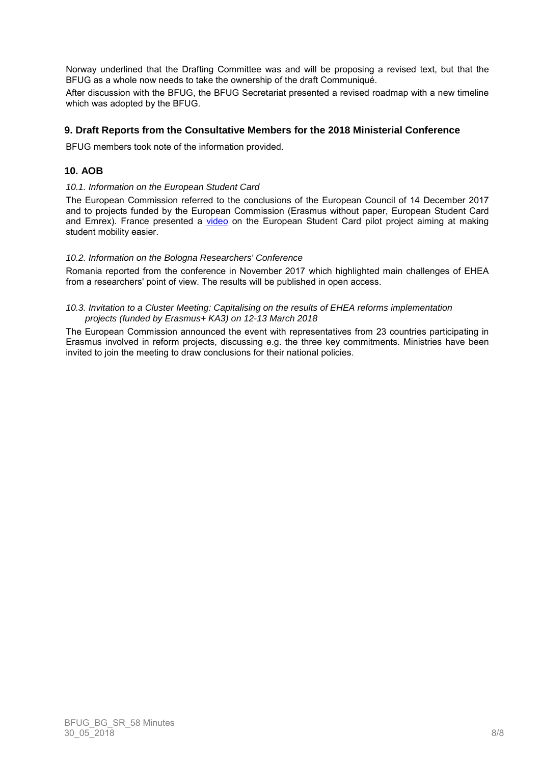Norway underlined that the Drafting Committee was and will be proposing a revised text, but that the BFUG as a whole now needs to take the ownership of the draft Communiqué.

After discussion with the BFUG, the BFUG Secretariat presented a revised roadmap with a new timeline which was adopted by the BFUG.

## 9. Draft Reports from the Consultative Members for the 2018 Ministerial Conference

BFUG members took note of the information provided.

## 10. AOB

*10.1. Information on the European Student Card*

The European Commission referred to the conclusions of the European Council of 14 December 2017 and to projects funded by the European Commission (Erasmus without paper, European Student Card and Emrex). France presented a video on the European Student Card pilot project aiming at making student mobility easier.

*10.2. Information on the Bologna Researchers' Conference*

Romania reported from the conference in November 2017 which highlighted main challenges of EHEA from a researchers' point of view. The results will be published in open access.

*10.3. Invitation to a Cluster Meeting: Capitalising on the results of EHEA reforms implementation projects (funded by Erasmus+ KA3) on 12-13 March 2018*

The European Commission announced the event with representatives from 23 countries participating in Erasmus involved in reform projects, discussing e.g. the three key commitments. Ministries have been invited to join the meeting to draw conclusions for their national policies.